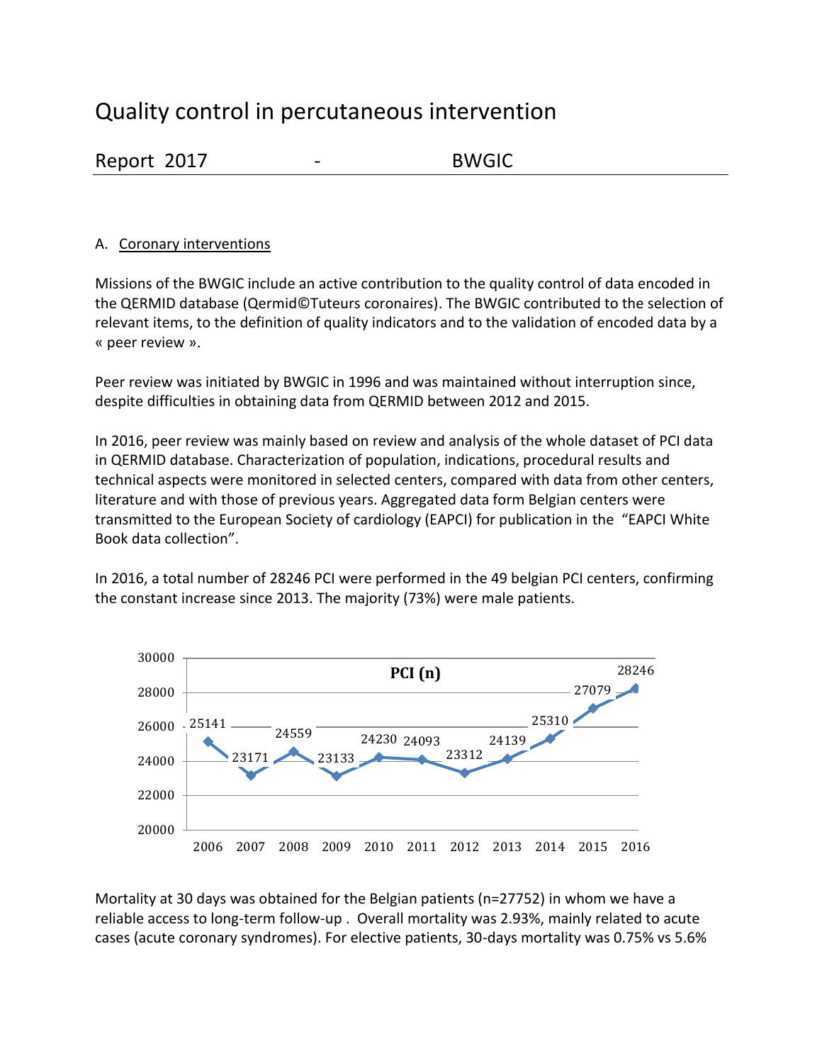# Quality control in percutaneous intervention

Report 2017 - BWGIC

## A. Coronary interventions

Missions of the BWGIC include an active contribution to the quality control of data encoded in the QERMID database (Qermid©Tuteurs coronaires). The BWGIC contributed to the selection of relevant items, to the definition of quality indicators and to the validation of encoded data by a « peer review ».

Peer review was initiated by BWGIC in 1996 and was maintained without interruption since, despite difficulties in obtaining data from QERMID between 2012 and 2015.

In 2016, peer review was mainly based on review and analysis of the whole dataset of PCI data in QERMID database. Characterization of population, indications, procedural results and technical aspects were monitored in selected centers, compared with data from other centers, literature and with those of previous years. Aggregated data form Belgian centers were transmitted to the European Society of cardiology (EAPCI) for publication in the "EAPCI White Book data collection".

In 2016, a total number of 28246 PCI were performed in the 49 belgian PCI centers, confirming the constant increase since 2013. The majority (73%) were male patients.

**PCI (n)**

| Year | PCI (n) |
|---|---|
| 2006 | 25141 |
| 2007 | 23171 |
| 2008 | 24559 |
| 2009 | 23133 |
| 2010 | 24230 |
| 2011 | 24093 |
| 2012 | 23312 |
| 2013 | 24139 |
| 2014 | 25310 |
| 2015 | 27079 |
| 2016 | 28246 |

Mortality at 30 days was obtained for the Belgian patients (n=27752) in whom we have a reliable access to long-term follow-up . Overall mortality was 2.93%, mainly related to acute cases (acute coronary syndromes). For elective patients, 30-days mortality was 0.75% vs 5.6%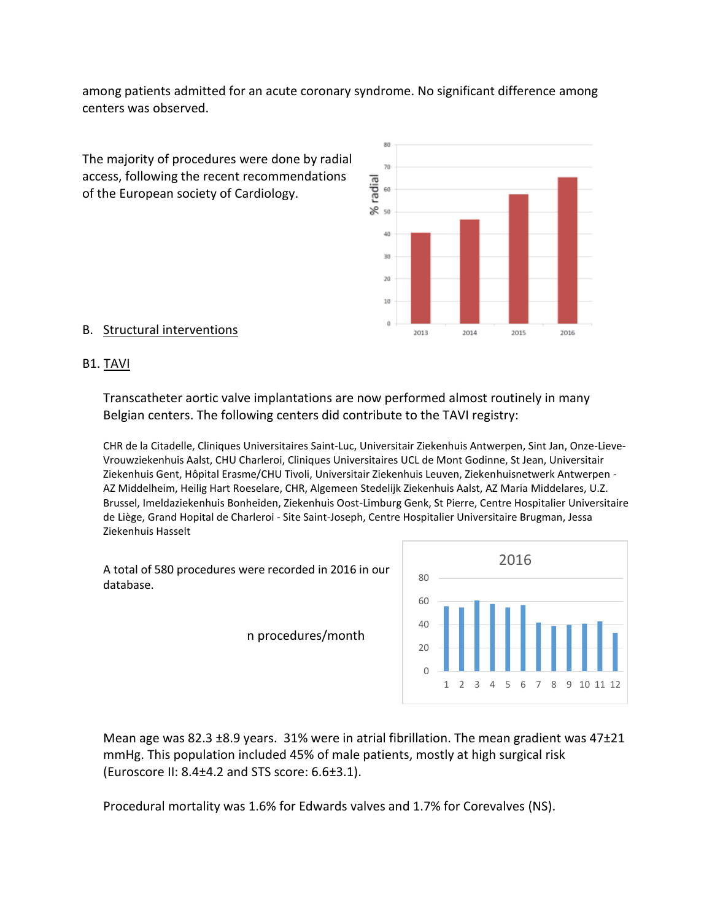among patients admitted for an acute coronary syndrome. No significant difference among centers was observed.

The majority of procedures were done by radial access, following the recent recommendations of the European society of Cardiology.

## B. Structural interventions

### B1. TAVI

Transcatheter aortic valve implantations are now performed almost routinely in many Belgian centers. The following centers did contribute to the TAVI registry:

CHR de la Citadelle, Cliniques Universitaires Saint-Luc, Universitair Ziekenhuis Antwerpen, Sint Jan, Onze-Lieve-Vrouwziekenhuis Aalst, CHU Charleroi, Cliniques Universitaires UCL de Mont Godinne, St Jean, Universitair Ziekenhuis Gent, Hôpital Erasme/CHU Tivoli, Universitair Ziekenhuis Leuven, Ziekenhuisnetwerk Antwerpen - AZ Middelheim, Heilig Hart Roeselare, CHR, Algemeen Stedelijk Ziekenhuis Aalst, AZ Maria Middelares, U.Z. Brussel, Imeldaziekenhuis Bonheiden, Ziekenhuis Oost-Limburg Genk, St Pierre, Centre Hospitalier Universitaire de Liège, Grand Hopital de Charleroi - Site Saint-Joseph, Centre Hospitalier Universitaire Brugman, Jessa Ziekenhuis Hasselt

A total of 580 procedures were recorded in 2016 in our database.

n procedures/month

Mean age was 82.3 ±8.9 years. 31% were in atrial fibrillation. The mean gradient was 47±21 mmHg. This population included 45% of male patients, mostly at high surgical risk (Euroscore II: 8.4±4.2 and STS score: 6.6±3.1).

Procedural mortality was 1.6% for Edwards valves and 1.7% for Corevalves (NS).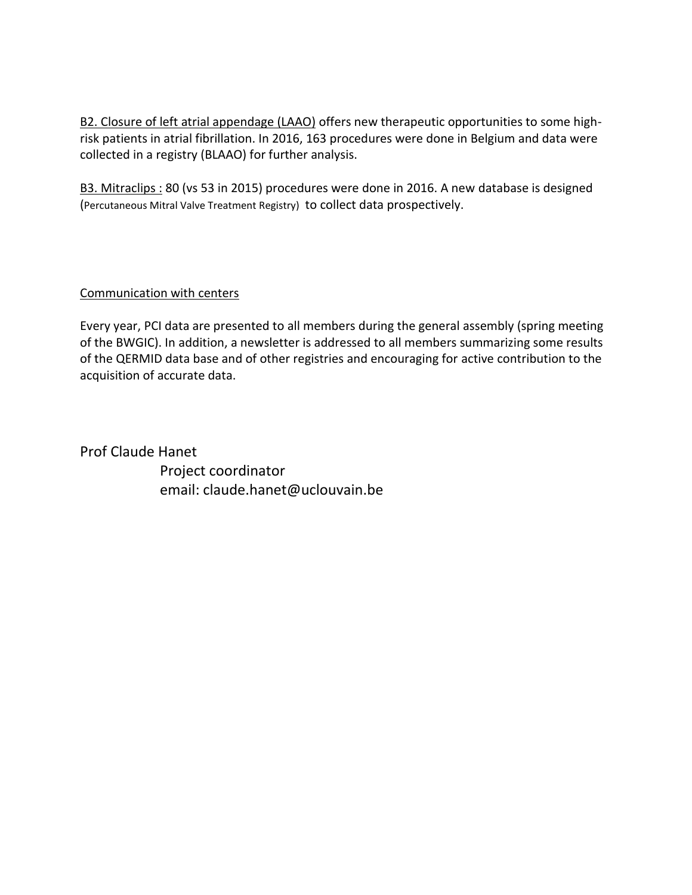<u>B2. Closure of left atrial appendage (LAAO)</u> offers new therapeutic opportunities to some high-risk patients in atrial fibrillation. In 2016, 163 procedures were done in Belgium and data were collected in a registry (BLAAO) for further analysis.

<u>B3. Mitraclips :</u> 80 (vs 53 in 2015) procedures were done in 2016. A new database is designed (Percutaneous Mitral Valve Treatment Registry) to collect data prospectively.

<u>Communication with centers</u>

Every year, PCI data are presented to all members during the general assembly (spring meeting of the BWGIC). In addition, a newsletter is addressed to all members summarizing some results of the QERMID data base and of other registries and encouraging for active contribution to the acquisition of accurate data.

Prof Claude Hanet
Project coordinator
email: claude.hanet@uclouvain.be